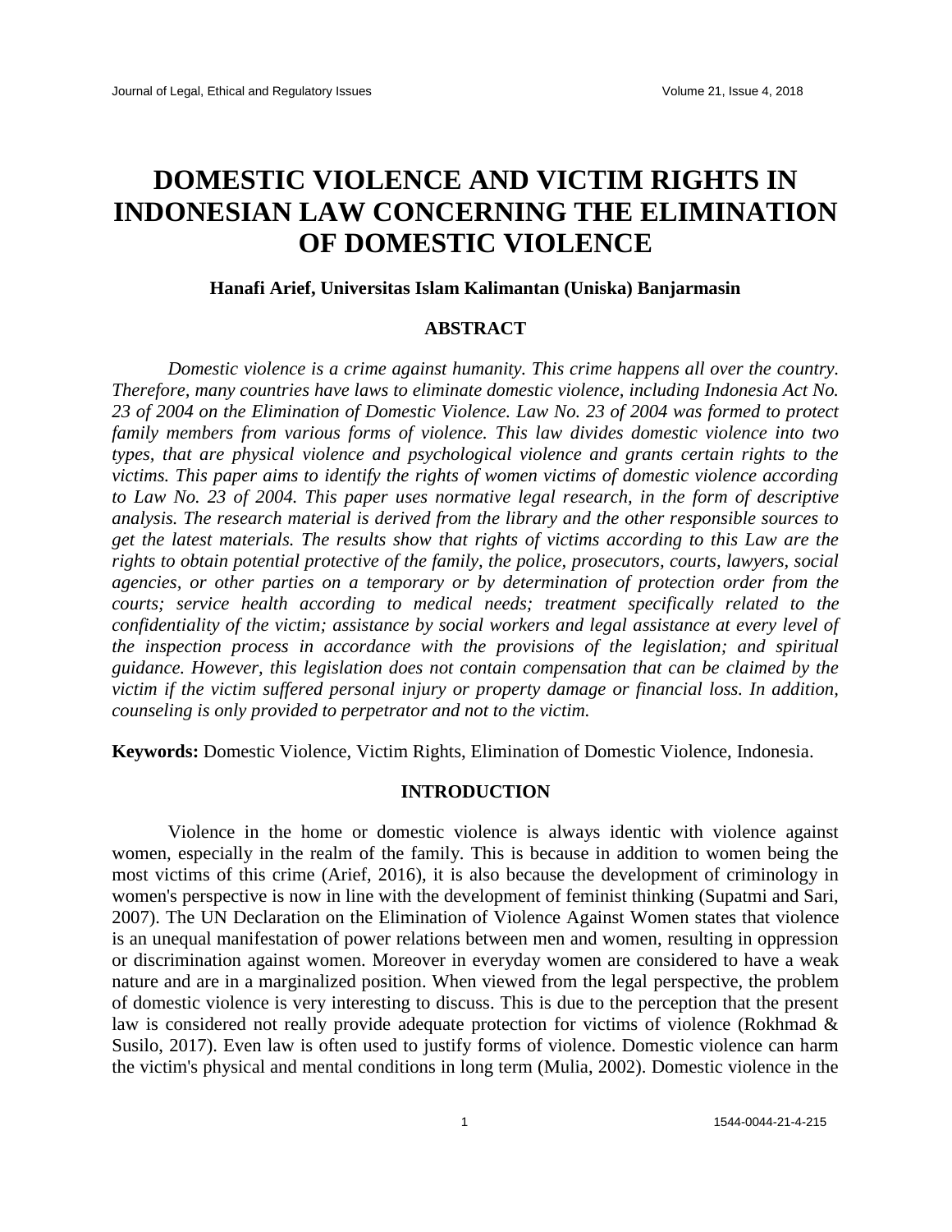# DOMESTIC VIOLENCE AND VICTIM RIGHTS IN INDONESIAN LAW CONCERNING THE ELIMINATION OF DOMESTIC VIOLENCE

**Hanafi Arief, Universitas Islam Kalimantan (Uniska) Banjarmasin**

## ABSTRACT

*Domestic violence is a crime against humanity. This crime happens all over the country. Therefore, many countries have laws to eliminate domestic violence, including Indonesia Act No. 23 of 2004 on the Elimination of Domestic Violence. Law No. 23 of 2004 was formed to protect family members from various forms of violence. This law divides domestic violence into two types, that are physical violence and psychological violence and grants certain rights to the victims. This paper aims to identify the rights of women victims of domestic violence according to Law No. 23 of 2004. This paper uses normative legal research, in the form of descriptive analysis. The research material is derived from the library and the other responsible sources to get the latest materials. The results show that rights of victims according to this Law are the rights to obtain potential protective of the family, the police, prosecutors, courts, lawyers, social agencies, or other parties on a temporary or by determination of protection order from the courts; service health according to medical needs; treatment specifically related to the confidentiality of the victim; assistance by social workers and legal assistance at every level of the inspection process in accordance with the provisions of the legislation; and spiritual guidance. However, this legislation does not contain compensation that can be claimed by the victim if the victim suffered personal injury or property damage or financial loss. In addition, counseling is only provided to perpetrator and not to the victim.*

**Keywords:** Domestic Violence, Victim Rights, Elimination of Domestic Violence, Indonesia.

## INTRODUCTION

Violence in the home or domestic violence is always identic with violence against women, especially in the realm of the family. This is because in addition to women being the most victims of this crime (Arief, 2016), it is also because the development of criminology in women's perspective is now in line with the development of feminist thinking (Supatmi and Sari, 2007). The UN Declaration on the Elimination of Violence Against Women states that violence is an unequal manifestation of power relations between men and women, resulting in oppression or discrimination against women. Moreover in everyday women are considered to have a weak nature and are in a marginalized position. When viewed from the legal perspective, the problem of domestic violence is very interesting to discuss. This is due to the perception that the present law is considered not really provide adequate protection for victims of violence (Rokhmad & Susilo, 2017). Even law is often used to justify forms of violence. Domestic violence can harm the victim's physical and mental conditions in long term (Mulia, 2002). Domestic violence in the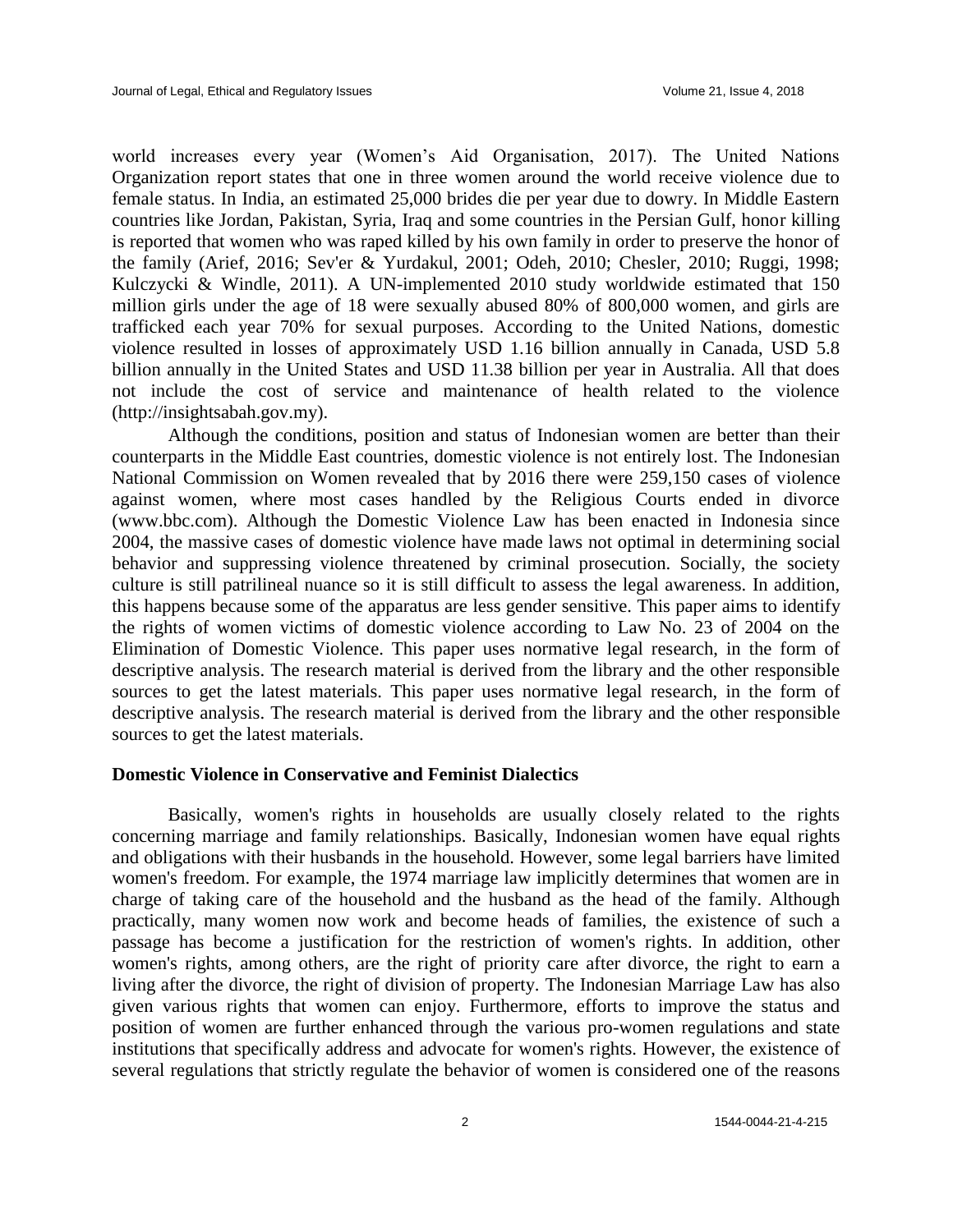world increases every year (Women's Aid Organisation, 2017). The United Nations Organization report states that one in three women around the world receive violence due to female status. In India, an estimated 25,000 brides die per year due to dowry. In Middle Eastern countries like Jordan, Pakistan, Syria, Iraq and some countries in the Persian Gulf, honor killing is reported that women who was raped killed by his own family in order to preserve the honor of the family (Arief, 2016; Sev'er & Yurdakul, 2001; Odeh, 2010; Chesler, 2010; Ruggi, 1998; Kulczycki & Windle, 2011). A UN-implemented 2010 study worldwide estimated that 150 million girls under the age of 18 were sexually abused 80% of 800,000 women, and girls are trafficked each year 70% for sexual purposes. According to the United Nations, domestic violence resulted in losses of approximately USD 1.16 billion annually in Canada, USD 5.8 billion annually in the United States and USD 11.38 billion per year in Australia. All that does not include the cost of service and maintenance of health related to the violence (http://insightsabah.gov.my).

Although the conditions, position and status of Indonesian women are better than their counterparts in the Middle East countries, domestic violence is not entirely lost. The Indonesian National Commission on Women revealed that by 2016 there were 259,150 cases of violence against women, where most cases handled by the Religious Courts ended in divorce (www.bbc.com). Although the Domestic Violence Law has been enacted in Indonesia since 2004, the massive cases of domestic violence have made laws not optimal in determining social behavior and suppressing violence threatened by criminal prosecution. Socially, the society culture is still patrilineal nuance so it is still difficult to assess the legal awareness. In addition, this happens because some of the apparatus are less gender sensitive. This paper aims to identify the rights of women victims of domestic violence according to Law No. 23 of 2004 on the Elimination of Domestic Violence. This paper uses normative legal research, in the form of descriptive analysis. The research material is derived from the library and the other responsible sources to get the latest materials. This paper uses normative legal research, in the form of descriptive analysis. The research material is derived from the library and the other responsible sources to get the latest materials.

### Domestic Violence in Conservative and Feminist Dialectics

Basically, women's rights in households are usually closely related to the rights concerning marriage and family relationships. Basically, Indonesian women have equal rights and obligations with their husbands in the household. However, some legal barriers have limited women's freedom. For example, the 1974 marriage law implicitly determines that women are in charge of taking care of the household and the husband as the head of the family. Although practically, many women now work and become heads of families, the existence of such a passage has become a justification for the restriction of women's rights. In addition, other women's rights, among others, are the right of priority care after divorce, the right to earn a living after the divorce, the right of division of property. The Indonesian Marriage Law has also given various rights that women can enjoy. Furthermore, efforts to improve the status and position of women are further enhanced through the various pro-women regulations and state institutions that specifically address and advocate for women's rights. However, the existence of several regulations that strictly regulate the behavior of women is considered one of the reasons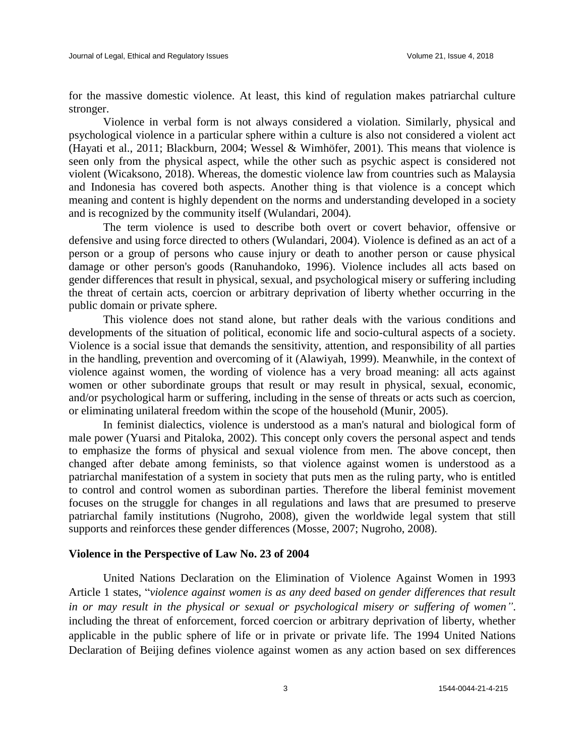for the massive domestic violence. At least, this kind of regulation makes patriarchal culture stronger.

Violence in verbal form is not always considered a violation. Similarly, physical and psychological violence in a particular sphere within a culture is also not considered a violent act (Hayati et al., 2011; Blackburn, 2004; Wessel & Wimhöfer, 2001). This means that violence is seen only from the physical aspect, while the other such as psychic aspect is considered not violent (Wicaksono, 2018). Whereas, the domestic violence law from countries such as Malaysia and Indonesia has covered both aspects. Another thing is that violence is a concept which meaning and content is highly dependent on the norms and understanding developed in a society and is recognized by the community itself (Wulandari, 2004).

The term violence is used to describe both overt or covert behavior, offensive or defensive and using force directed to others (Wulandari, 2004). Violence is defined as an act of a person or a group of persons who cause injury or death to another person or cause physical damage or other person's goods (Ranuhandoko, 1996). Violence includes all acts based on gender differences that result in physical, sexual, and psychological misery or suffering including the threat of certain acts, coercion or arbitrary deprivation of liberty whether occurring in the public domain or private sphere.

This violence does not stand alone, but rather deals with the various conditions and developments of the situation of political, economic life and socio-cultural aspects of a society. Violence is a social issue that demands the sensitivity, attention, and responsibility of all parties in the handling, prevention and overcoming of it (Alawiyah, 1999). Meanwhile, in the context of violence against women, the wording of violence has a very broad meaning: all acts against women or other subordinate groups that result or may result in physical, sexual, economic, and/or psychological harm or suffering, including in the sense of threats or acts such as coercion, or eliminating unilateral freedom within the scope of the household (Munir, 2005).

In feminist dialectics, violence is understood as a man's natural and biological form of male power (Yuarsi and Pitaloka, 2002). This concept only covers the personal aspect and tends to emphasize the forms of physical and sexual violence from men. The above concept, then changed after debate among feminists, so that violence against women is understood as a patriarchal manifestation of a system in society that puts men as the ruling party, who is entitled to control and control women as subordinan parties. Therefore the liberal feminist movement focuses on the struggle for changes in all regulations and laws that are presumed to preserve patriarchal family institutions (Nugroho, 2008), given the worldwide legal system that still supports and reinforces these gender differences (Mosse, 2007; Nugroho, 2008).

## Violence in the Perspective of Law No. 23 of 2004

United Nations Declaration on the Elimination of Violence Against Women in 1993 Article 1 states, "*violence against women is as any deed based on gender differences that result in or may result in the physical or sexual or psychological misery or suffering of women"*. including the threat of enforcement, forced coercion or arbitrary deprivation of liberty, whether applicable in the public sphere of life or in private or private life. The 1994 United Nations Declaration of Beijing defines violence against women as any action based on sex differences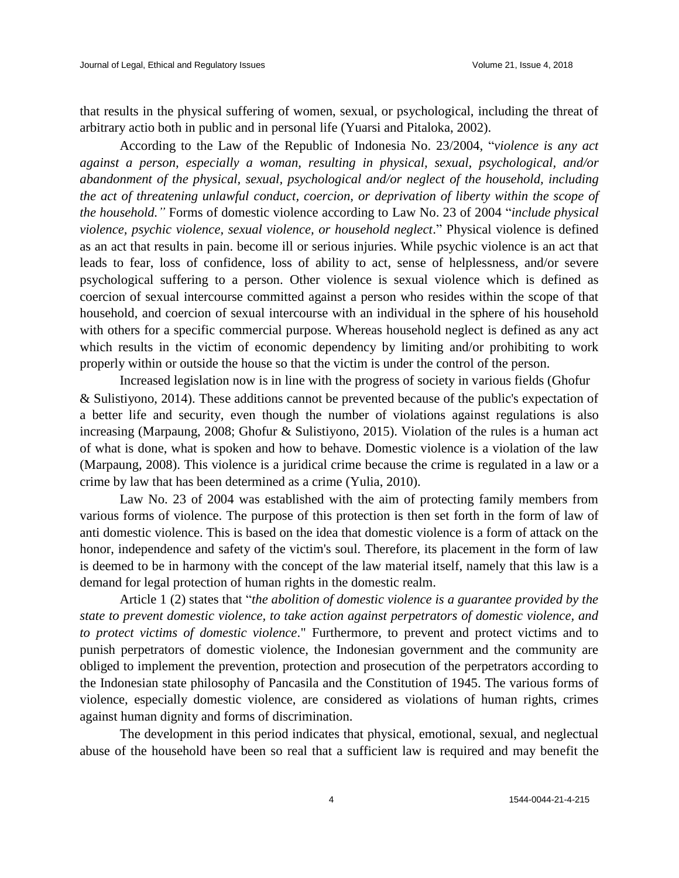that results in the physical suffering of women, sexual, or psychological, including the threat of arbitrary actio both in public and in personal life (Yuarsi and Pitaloka, 2002).

According to the Law of the Republic of Indonesia No. 23/2004, "*violence is any act against a person, especially a woman, resulting in physical, sexual, psychological, and/or abandonment of the physical, sexual, psychological and/or neglect of the household, including the act of threatening unlawful conduct, coercion, or deprivation of liberty within the scope of the household."* Forms of domestic violence according to Law No. 23 of 2004 "*include physical violence, psychic violence, sexual violence, or household neglect*." Physical violence is defined as an act that results in pain. become ill or serious injuries. While psychic violence is an act that leads to fear, loss of confidence, loss of ability to act, sense of helplessness, and/or severe psychological suffering to a person. Other violence is sexual violence which is defined as coercion of sexual intercourse committed against a person who resides within the scope of that household, and coercion of sexual intercourse with an individual in the sphere of his household with others for a specific commercial purpose. Whereas household neglect is defined as any act which results in the victim of economic dependency by limiting and/or prohibiting to work properly within or outside the house so that the victim is under the control of the person.

Increased legislation now is in line with the progress of society in various fields (Ghofur & Sulistiyono, 2014). These additions cannot be prevented because of the public's expectation of a better life and security, even though the number of violations against regulations is also increasing (Marpaung, 2008; Ghofur & Sulistiyono, 2015). Violation of the rules is a human act of what is done, what is spoken and how to behave. Domestic violence is a violation of the law (Marpaung, 2008). This violence is a juridical crime because the crime is regulated in a law or a crime by law that has been determined as a crime (Yulia, 2010).

Law No. 23 of 2004 was established with the aim of protecting family members from various forms of violence. The purpose of this protection is then set forth in the form of law of anti domestic violence. This is based on the idea that domestic violence is a form of attack on the honor, independence and safety of the victim's soul. Therefore, its placement in the form of law is deemed to be in harmony with the concept of the law material itself, namely that this law is a demand for legal protection of human rights in the domestic realm.

Article 1 (2) states that "*the abolition of domestic violence is a guarantee provided by the state to prevent domestic violence, to take action against perpetrators of domestic violence, and to protect victims of domestic violence*." Furthermore, to prevent and protect victims and to punish perpetrators of domestic violence, the Indonesian government and the community are obliged to implement the prevention, protection and prosecution of the perpetrators according to the Indonesian state philosophy of Pancasila and the Constitution of 1945. The various forms of violence, especially domestic violence, are considered as violations of human rights, crimes against human dignity and forms of discrimination.

The development in this period indicates that physical, emotional, sexual, and neglectual abuse of the household have been so real that a sufficient law is required and may benefit the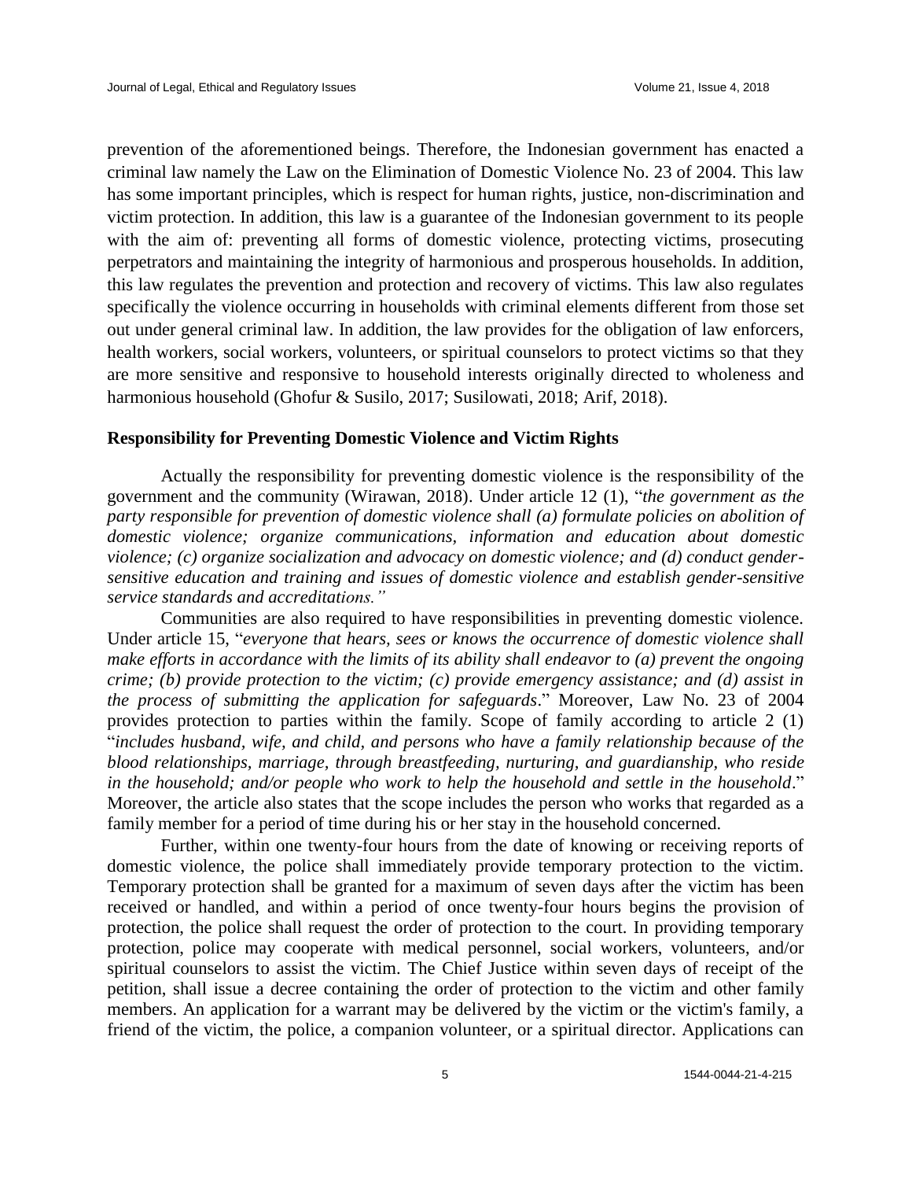prevention of the aforementioned beings. Therefore, the Indonesian government has enacted a criminal law namely the Law on the Elimination of Domestic Violence No. 23 of 2004. This law has some important principles, which is respect for human rights, justice, non-discrimination and victim protection. In addition, this law is a guarantee of the Indonesian government to its people with the aim of: preventing all forms of domestic violence, protecting victims, prosecuting perpetrators and maintaining the integrity of harmonious and prosperous households. In addition, this law regulates the prevention and protection and recovery of victims. This law also regulates specifically the violence occurring in households with criminal elements different from those set out under general criminal law. In addition, the law provides for the obligation of law enforcers, health workers, social workers, volunteers, or spiritual counselors to protect victims so that they are more sensitive and responsive to household interests originally directed to wholeness and harmonious household (Ghofur & Susilo, 2017; Susilowati, 2018; Arif, 2018).

### Responsibility for Preventing Domestic Violence and Victim Rights

Actually the responsibility for preventing domestic violence is the responsibility of the government and the community (Wirawan, 2018). Under article 12 (1), "*the government as the party responsible for prevention of domestic violence shall (a) formulate policies on abolition of domestic violence; organize communications, information and education about domestic violence; (c) organize socialization and advocacy on domestic violence; and (d) conduct gender-sensitive education and training and issues of domestic violence and establish gender-sensitive service standards and accreditations."*

Communities are also required to have responsibilities in preventing domestic violence. Under article 15, "*everyone that hears, sees or knows the occurrence of domestic violence shall make efforts in accordance with the limits of its ability shall endeavor to (a) prevent the ongoing crime; (b) provide protection to the victim; (c) provide emergency assistance; and (d) assist in the process of submitting the application for safeguards*." Moreover, Law No. 23 of 2004 provides protection to parties within the family. Scope of family according to article 2 (1) "*includes husband, wife, and child, and persons who have a family relationship because of the blood relationships, marriage, through breastfeeding, nurturing, and guardianship, who reside in the household; and/or people who work to help the household and settle in the household*." Moreover, the article also states that the scope includes the person who works that regarded as a family member for a period of time during his or her stay in the household concerned.

Further, within one twenty-four hours from the date of knowing or receiving reports of domestic violence, the police shall immediately provide temporary protection to the victim. Temporary protection shall be granted for a maximum of seven days after the victim has been received or handled, and within a period of once twenty-four hours begins the provision of protection, the police shall request the order of protection to the court. In providing temporary protection, police may cooperate with medical personnel, social workers, volunteers, and/or spiritual counselors to assist the victim. The Chief Justice within seven days of receipt of the petition, shall issue a decree containing the order of protection to the victim and other family members. An application for a warrant may be delivered by the victim or the victim's family, a friend of the victim, the police, a companion volunteer, or a spiritual director. Applications can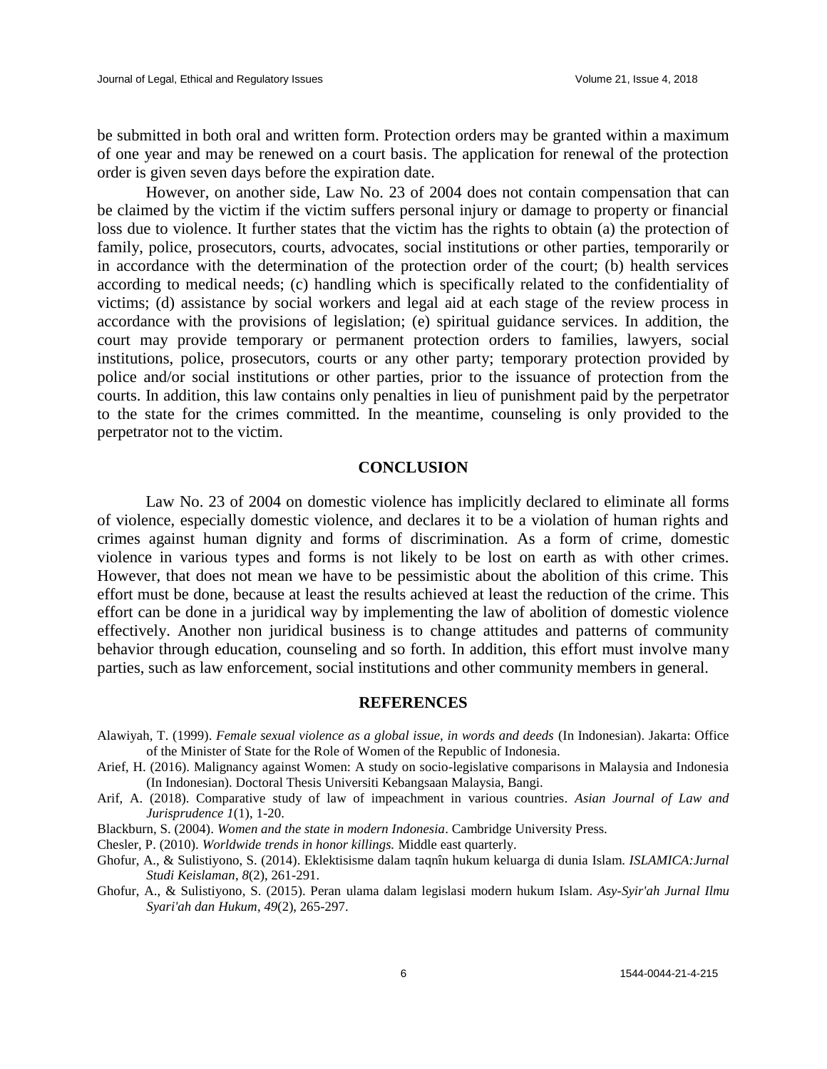be submitted in both oral and written form. Protection orders may be granted within a maximum of one year and may be renewed on a court basis. The application for renewal of the protection order is given seven days before the expiration date.

However, on another side, Law No. 23 of 2004 does not contain compensation that can be claimed by the victim if the victim suffers personal injury or damage to property or financial loss due to violence. It further states that the victim has the rights to obtain (a) the protection of family, police, prosecutors, courts, advocates, social institutions or other parties, temporarily or in accordance with the determination of the protection order of the court; (b) health services according to medical needs; (c) handling which is specifically related to the confidentiality of victims; (d) assistance by social workers and legal aid at each stage of the review process in accordance with the provisions of legislation; (e) spiritual guidance services. In addition, the court may provide temporary or permanent protection orders to families, lawyers, social institutions, police, prosecutors, courts or any other party; temporary protection provided by police and/or social institutions or other parties, prior to the issuance of protection from the courts. In addition, this law contains only penalties in lieu of punishment paid by the perpetrator to the state for the crimes committed. In the meantime, counseling is only provided to the perpetrator not to the victim.

## CONCLUSION

Law No. 23 of 2004 on domestic violence has implicitly declared to eliminate all forms of violence, especially domestic violence, and declares it to be a violation of human rights and crimes against human dignity and forms of discrimination. As a form of crime, domestic violence in various types and forms is not likely to be lost on earth as with other crimes. However, that does not mean we have to be pessimistic about the abolition of this crime. This effort must be done, because at least the results achieved at least the reduction of the crime. This effort can be done in a juridical way by implementing the law of abolition of domestic violence effectively. Another non juridical business is to change attitudes and patterns of community behavior through education, counseling and so forth. In addition, this effort must involve many parties, such as law enforcement, social institutions and other community members in general.

## REFERENCES

Alawiyah, T. (1999). *Female sexual violence as a global issue, in words and deeds* (In Indonesian). Jakarta: Office of the Minister of State for the Role of Women of the Republic of Indonesia.

Arief, H. (2016). Malignancy against Women: A study on socio-legislative comparisons in Malaysia and Indonesia (In Indonesian). Doctoral Thesis Universiti Kebangsaan Malaysia, Bangi.

Arif, A. (2018). Comparative study of law of impeachment in various countries. *Asian Journal of Law and Jurisprudence 1*(1), 1-20.

Blackburn, S. (2004). *Women and the state in modern Indonesia*. Cambridge University Press.

Chesler, P. (2010). *Worldwide trends in honor killings.* Middle east quarterly.

Ghofur, A., & Sulistiyono, S. (2014). Eklektisisme dalam taqnîn hukum keluarga di dunia Islam. *ISLAMICA:Jurnal Studi Keislaman*, *8*(2), 261-291.

Ghofur, A., & Sulistiyono, S. (2015). Peran ulama dalam legislasi modern hukum Islam. *Asy-Syir'ah Jurnal Ilmu Syari'ah dan Hukum*, *49*(2), 265-297.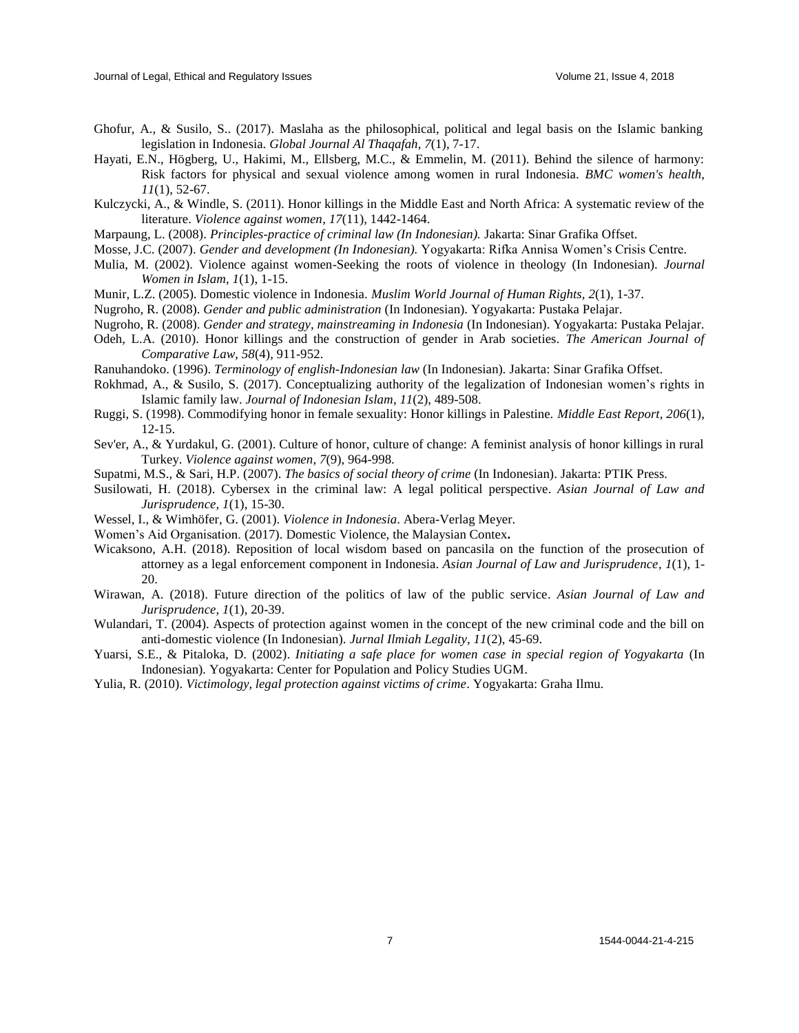Ghofur, A., & Susilo, S.. (2017). Maslaha as the philosophical, political and legal basis on the Islamic banking legislation in Indonesia. *Global Journal Al Thaqafah*, *7*(1), 7-17.

Hayati, E.N., Högberg, U., Hakimi, M., Ellsberg, M.C., & Emmelin, M. (2011). Behind the silence of harmony: Risk factors for physical and sexual violence among women in rural Indonesia. *BMC women's health*, *11*(1), 52-67.

Kulczycki, A., & Windle, S. (2011). Honor killings in the Middle East and North Africa: A systematic review of the literature. *Violence against women*, *17*(11), 1442-1464.

Marpaung, L. (2008). *Principles-practice of criminal law (In Indonesian).* Jakarta: Sinar Grafika Offset.

Mosse, J.C. (2007). *Gender and development (In Indonesian).* Yogyakarta: Rifka Annisa Women's Crisis Centre.

Mulia, M. (2002). Violence against women-Seeking the roots of violence in theology (In Indonesian). *Journal Women in Islam, 1*(1), 1-15.

Munir, L.Z. (2005). Domestic violence in Indonesia. *Muslim World Journal of Human Rights, 2*(1), 1-37.

Nugroho, R. (2008). *Gender and public administration* (In Indonesian). Yogyakarta: Pustaka Pelajar.

Nugroho, R. (2008). *Gender and strategy, mainstreaming in Indonesia* (In Indonesian). Yogyakarta: Pustaka Pelajar.

Odeh, L.A. (2010). Honor killings and the construction of gender in Arab societies. *The American Journal of Comparative Law*, *58*(4), 911-952.

Ranuhandoko. (1996). *Terminology of english-Indonesian law* (In Indonesian). Jakarta: Sinar Grafika Offset.

Rokhmad, A., & Susilo, S. (2017). Conceptualizing authority of the legalization of Indonesian women's rights in Islamic family law. *Journal of Indonesian Islam*, *11*(2), 489-508.

Ruggi, S. (1998). Commodifying honor in female sexuality: Honor killings in Palestine. *Middle East Report*, *206*(1), 12-15.

Sev'er, A., & Yurdakul, G. (2001). Culture of honor, culture of change: A feminist analysis of honor killings in rural Turkey. *Violence against women*, *7*(9), 964-998.

Supatmi, M.S., & Sari, H.P. (2007). *The basics of social theory of crime* (In Indonesian). Jakarta: PTIK Press.

Susilowati, H. (2018). Cybersex in the criminal law: A legal political perspective. *Asian Journal of Law and Jurisprudence, 1*(1), 15-30.

Wessel, I., & Wimhöfer, G. (2001). *Violence in Indonesia*. Abera-Verlag Meyer.

Women's Aid Organisation. (2017). Domestic Violence, the Malaysian Contex**.**

Wicaksono, A.H. (2018). Reposition of local wisdom based on pancasila on the function of the prosecution of attorney as a legal enforcement component in Indonesia. *Asian Journal of Law and Jurisprudence, 1*(1), 1-20.

Wirawan, A. (2018). Future direction of the politics of law of the public service. *Asian Journal of Law and Jurisprudence, 1*(1), 20-39.

Wulandari, T. (2004). Aspects of protection against women in the concept of the new criminal code and the bill on anti-domestic violence (In Indonesian). *Jurnal Ilmiah Legality, 11*(2), 45-69.

Yuarsi, S.E., & Pitaloka, D. (2002). *Initiating a safe place for women case in special region of Yogyakarta* (In Indonesian). Yogyakarta: Center for Population and Policy Studies UGM.

Yulia, R. (2010). *Victimology, legal protection against victims of crime*. Yogyakarta: Graha Ilmu.